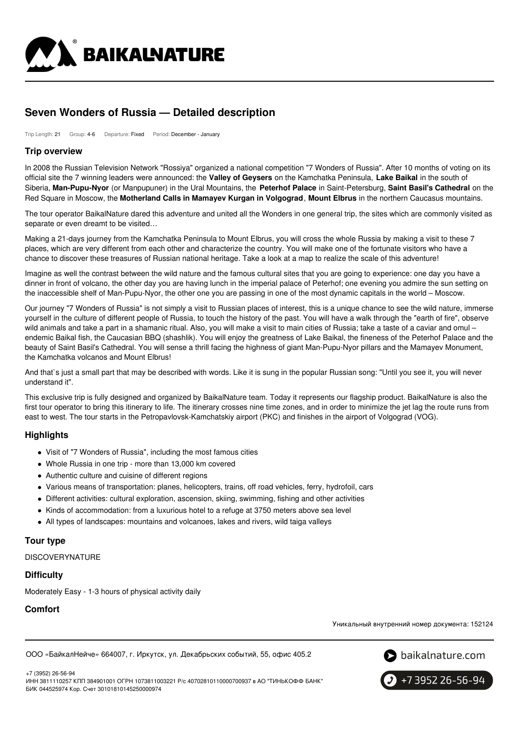# Seven Wonders of Russia — Detailed description

Trip Length: 21 Group: 4-6 Departure: Fixed Period: December - January

## Trip overview

In 2008 the Russian Television Network "Rossiya" organized a national competition "7 Wonders of Russia". After 10 months of voting on its official site the 7 winning leaders were announced: the **Valley of Geysers** on the Kamchatka Peninsula, **Lake Baikal** in the south of Siberia, **Man-Pupu-Nyor** (or Manpupuner) in the Ural Mountains, the **Peterhof Palace** in Saint-Petersburg, **Saint Basil's Cathedral** on the Red Square in Moscow, the **Motherland Calls in Mamayev Kurgan in Volgograd**, **Mount Elbrus** in the northern Caucasus mountains.

The tour operator BaikalNature dared this adventure and united all the Wonders in one general trip, the sites which are commonly visited as separate or even dreamt to be visited…

Making a 21-days journey from the Kamchatka Peninsula to Mount Elbrus, you will cross the whole Russia by making a visit to these 7 places, which are very different from each other and characterize the country. You will make one of the fortunate visitors who have a chance to discover these treasures of Russian national heritage. Take a look at a map to realize the scale of this adventure!

Imagine as well the contrast between the wild nature and the famous cultural sites that you are going to experience: one day you have a dinner in front of volcano, the other day you are having lunch in the imperial palace of Peterhof; one evening you admire the sun setting on the inaccessible shelf of Man-Pupu-Nyor, the other one you are passing in one of the most dynamic capitals in the world – Moscow.

Our journey "7 Wonders of Russia" is not simply a visit to Russian places of interest, this is a unique chance to see the wild nature, immerse yourself in the culture of different people of Russia, to touch the history of the past. You will have a walk through the "earth of fire", observe wild animals and take a part in a shamanic ritual. Also, you will make a visit to main cities of Russia; take a taste of a caviar and omul – endemic Baikal fish, the Caucasian BBQ (shashlik). You will enjoy the greatness of Lake Baikal, the fineness of the Peterhof Palace and the beauty of Saint Basil's Cathedral. You will sense a thrill facing the highness of giant Man-Pupu-Nyor pillars and the Mamayev Monument, the Kamchatka volcanos and Mount Elbrus!

And that`s just a small part that may be described with words. Like it is sung in the popular Russian song: "Until you see it, you will never understand it".

This exclusive trip is fully designed and organized by BaikalNature team. Today it represents our flagship product. BaikalNature is also the first tour operator to bring this itinerary to life. The itinerary crosses nine time zones, and in order to minimize the jet lag the route runs from east to west. The tour starts in the Petropavlovsk-Kamchatskiy airport (PKC) and finishes in the airport of Volgograd (VOG).

## Highlights

- Visit of "7 Wonders of Russia", including the most famous cities
- Whole Russia in one trip - more than 13,000 km covered
- Authentic culture and cuisine of different regions
- Various means of transportation: planes, helicopters, trains, off road vehicles, ferry, hydrofoil, cars
- Different activities: cultural exploration, ascension, skiing, swimming, fishing and other activities
- Kinds of accommodation: from a luxurious hotel to a refuge at 3750 meters above sea level
- All types of landscapes: mountains and volcanoes, lakes and rivers, wild taiga valleys

## Tour type

DISCOVERYNATURE

## Difficulty

Moderately Easy - 1-3 hours of physical activity daily

## Comfort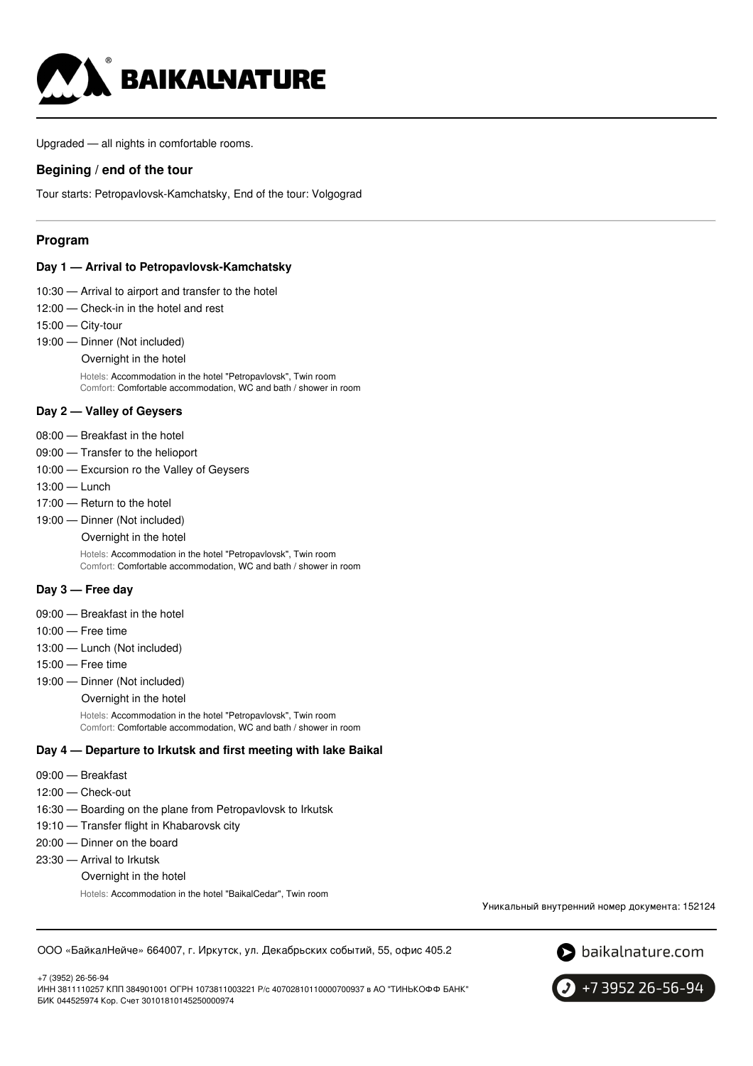Upgraded — all nights in comfortable rooms.

### Begining / end of the tour

Tour starts: Petropavlovsk-Kamchatsky, End of the tour: Volgograd

## Program

### Day 1 — Arrival to Petropavlovsk-Kamchatsky

10:30 — Arrival to airport and transfer to the hotel
12:00 — Check-in in the hotel and rest
15:00 — City-tour
19:00 — Dinner (Not included)
Overnight in the hotel

Hotels: Accommodation in the hotel "Petropavlovsk", Twin room
Comfort: Comfortable accommodation, WC and bath / shower in room

### Day 2 — Valley of Geysers

08:00 — Breakfast in the hotel
09:00 — Transfer to the helioport
10:00 — Excursion ro the Valley of Geysers
13:00 — Lunch
17:00 — Return to the hotel
19:00 — Dinner (Not included)
Overnight in the hotel

Hotels: Accommodation in the hotel "Petropavlovsk", Twin room
Comfort: Comfortable accommodation, WC and bath / shower in room

### Day 3 — Free day

09:00 — Breakfast in the hotel
10:00 — Free time
13:00 — Lunch (Not included)
15:00 — Free time
19:00 — Dinner (Not included)
Overnight in the hotel

Hotels: Accommodation in the hotel "Petropavlovsk", Twin room
Comfort: Comfortable accommodation, WC and bath / shower in room

### Day 4 — Departure to Irkutsk and first meeting with lake Baikal

09:00 — Breakfast
12:00 — Check-out
16:30 — Boarding on the plane from Petropavlovsk to Irkutsk
19:10 — Transfer flight in Khabarovsk city
20:00 — Dinner on the board
23:30 — Arrival to Irkutsk
Overnight in the hotel

Hotels: Accommodation in the hotel "BaikalCedar", Twin room

Уникальный внутренний номер документа: 152124

ООО «БайкалНейче» 664007, г. Иркутск, ул. Декабрьских событий, 55, офис 405.2

+7 (3952) 26-56-94
ИНН 3811110257 КПП 384901001 ОГРН 1073811003221 Р/с 40702810110000700937 в АО "ТИНЬКОФФ БАНК"
БИК 044525974 Кор. Счет 30101810145250000974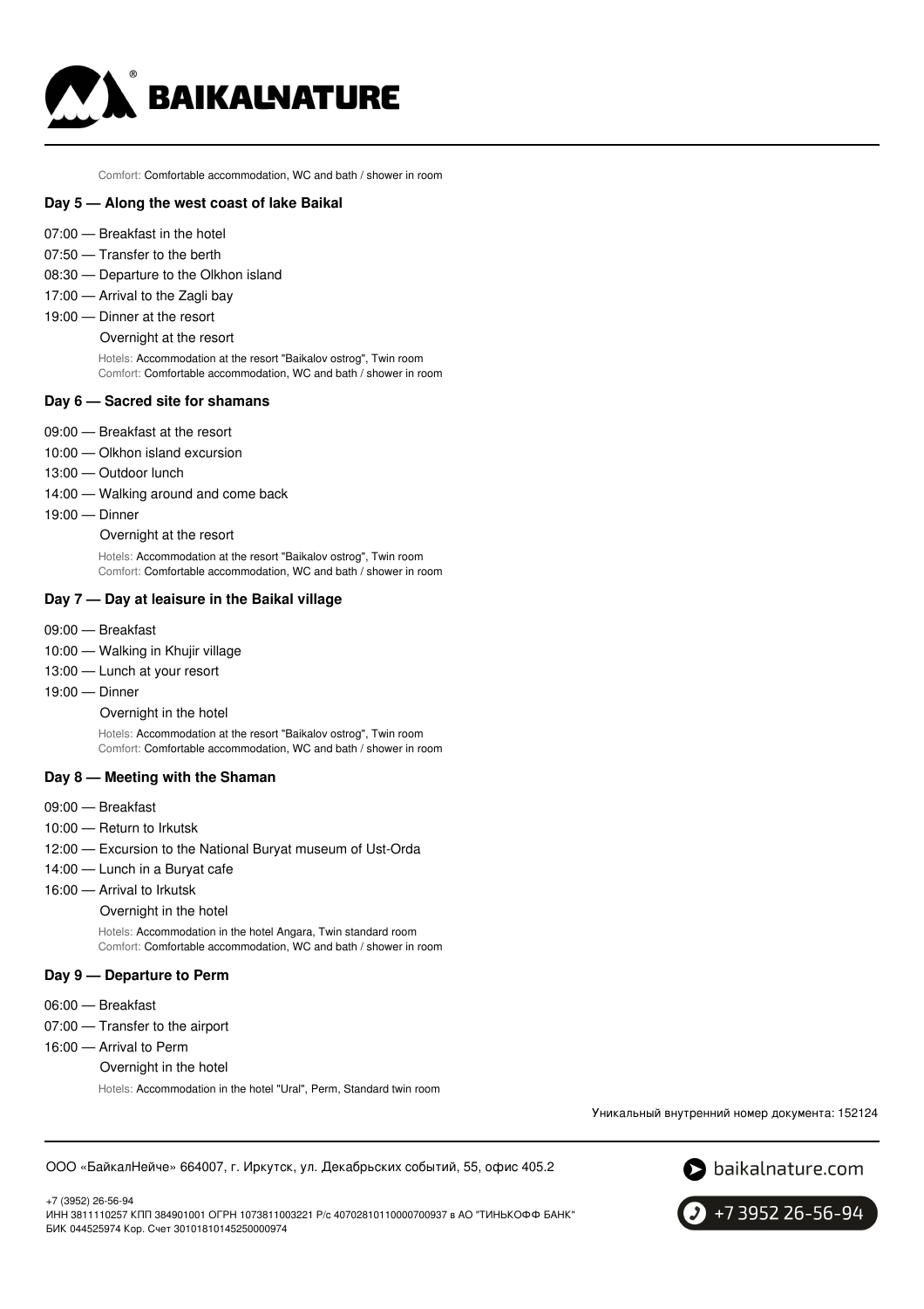Comfort: Comfortable accommodation, WC and bath / shower in room

### Day 5 — Along the west coast of lake Baikal

- 07:00 — Breakfast in the hotel
- 07:50 — Transfer to the berth
- 08:30 — Departure to the Olkhon island
- 17:00 — Arrival to the Zagli bay
- 19:00 — Dinner at the resort

Overnight at the resort

Hotels: Accommodation at the resort "Baikalov ostrog", Twin room
Comfort: Comfortable accommodation, WC and bath / shower in room

### Day 6 — Sacred site for shamans

- 09:00 — Breakfast at the resort
- 10:00 — Olkhon island excursion
- 13:00 — Outdoor lunch
- 14:00 — Walking around and come back
- 19:00 — Dinner

Overnight at the resort

Hotels: Accommodation at the resort "Baikalov ostrog", Twin room
Comfort: Comfortable accommodation, WC and bath / shower in room

### Day 7 — Day at leisure in the Baikal village

- 09:00 — Breakfast
- 10:00 — Walking in Khujir village
- 13:00 — Lunch at your resort
- 19:00 — Dinner

Overnight in the hotel

Hotels: Accommodation at the resort "Baikalov ostrog", Twin room
Comfort: Comfortable accommodation, WC and bath / shower in room

### Day 8 — Meeting with the Shaman

- 09:00 — Breakfast
- 10:00 — Return to Irkutsk
- 12:00 — Excursion to the National Buryat museum of Ust-Orda
- 14:00 — Lunch in a Buryat cafe
- 16:00 — Arrival to Irkutsk

Overnight in the hotel

Hotels: Accommodation in the hotel Angara, Twin standard room
Comfort: Comfortable accommodation, WC and bath / shower in room

### Day 9 — Departure to Perm

- 06:00 — Breakfast
- 07:00 — Transfer to the airport
- 16:00 — Arrival to Perm

Overnight in the hotel

Hotels: Accommodation in the hotel "Ural", Perm, Standard twin room

Уникальный внутренний номер документа: 152124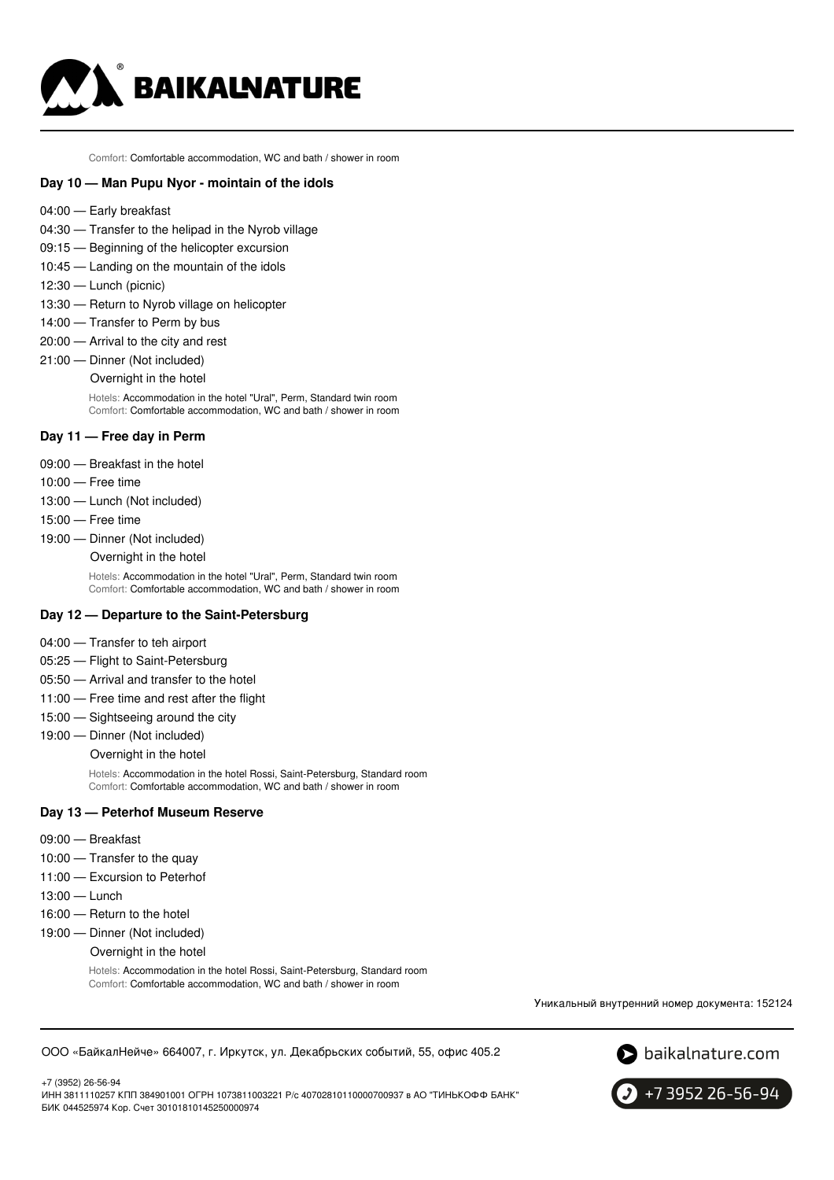Comfort: Comfortable accommodation, WC and bath / shower in room

### Day 10 — Man Pupu Nyor - mointain of the idols

- 04:00 — Early breakfast
- 04:30 — Transfer to the helipad in the Nyrob village
- 09:15 — Beginning of the helicopter excursion
- 10:45 — Landing on the mountain of the idols
- 12:30 — Lunch (picnic)
- 13:30 — Return to Nyrob village on helicopter
- 14:00 — Transfer to Perm by bus
- 20:00 — Arrival to the city and rest
- 21:00 — Dinner (Not included)

  Overnight in the hotel

  Hotels: Accommodation in the hotel "Ural", Perm, Standard twin room
  Comfort: Comfortable accommodation, WC and bath / shower in room

### Day 11 — Free day in Perm

- 09:00 — Breakfast in the hotel
- 10:00 — Free time
- 13:00 — Lunch (Not included)
- 15:00 — Free time
- 19:00 — Dinner (Not included)

  Overnight in the hotel

  Hotels: Accommodation in the hotel "Ural", Perm, Standard twin room
  Comfort: Comfortable accommodation, WC and bath / shower in room

### Day 12 — Departure to the Saint-Petersburg

- 04:00 — Transfer to teh airport
- 05:25 — Flight to Saint-Petersburg
- 05:50 — Arrival and transfer to the hotel
- 11:00 — Free time and rest after the flight
- 15:00 — Sightseeing around the city
- 19:00 — Dinner (Not included)

  Overnight in the hotel

  Hotels: Accommodation in the hotel Rossi, Saint-Petersburg, Standard room
  Comfort: Comfortable accommodation, WC and bath / shower in room

### Day 13 — Peterhof Museum Reserve

- 09:00 — Breakfast
- 10:00 — Transfer to the quay
- 11:00 — Excursion to Peterhof
- 13:00 — Lunch
- 16:00 — Return to the hotel
- 19:00 — Dinner (Not included)

  Overnight in the hotel

  Hotels: Accommodation in the hotel Rossi, Saint-Petersburg, Standard room
  Comfort: Comfortable accommodation, WC and bath / shower in room

Уникальный внутренний номер документа: 152124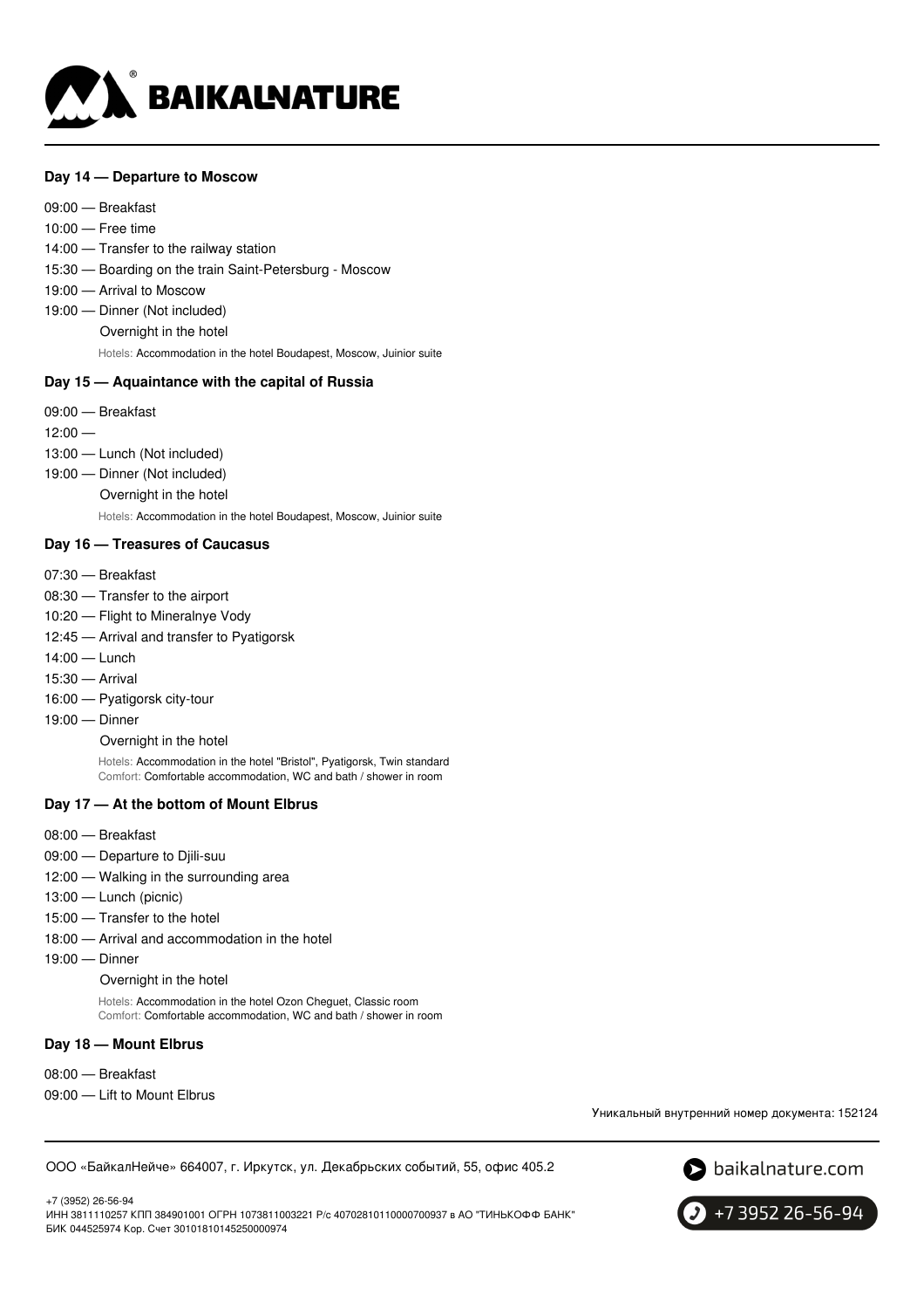### Day 14 — Departure to Moscow

09:00 — Breakfast
10:00 — Free time
14:00 — Transfer to the railway station
15:30 — Boarding on the train Saint-Petersburg - Moscow
19:00 — Arrival to Moscow
19:00 — Dinner (Not included)
Overnight in the hotel
Hotels: Accommodation in the hotel Boudapest, Moscow, Juinior suite

### Day 15 — Aquaintance with the capital of Russia

09:00 — Breakfast
12:00 —
13:00 — Lunch (Not included)
19:00 — Dinner (Not included)
Overnight in the hotel
Hotels: Accommodation in the hotel Boudapest, Moscow, Juinior suite

### Day 16 — Treasures of Caucasus

07:30 — Breakfast
08:30 — Transfer to the airport
10:20 — Flight to Mineralnye Vody
12:45 — Arrival and transfer to Pyatigorsk
14:00 — Lunch
15:30 — Arrival
16:00 — Pyatigorsk city-tour
19:00 — Dinner
Overnight in the hotel
Hotels: Accommodation in the hotel "Bristol", Pyatigorsk, Twin standard
Comfort: Comfortable accommodation, WC and bath / shower in room

### Day 17 — At the bottom of Mount Elbrus

08:00 — Breakfast
09:00 — Departure to Djili-suu
12:00 — Walking in the surrounding area
13:00 — Lunch (picnic)
15:00 — Transfer to the hotel
18:00 — Arrival and accommodation in the hotel
19:00 — Dinner
Overnight in the hotel
Hotels: Accommodation in the hotel Ozon Cheguet, Classic room
Comfort: Comfortable accommodation, WC and bath / shower in room

### Day 18 — Mount Elbrus

08:00 — Breakfast
09:00 — Lift to Mount Elbrus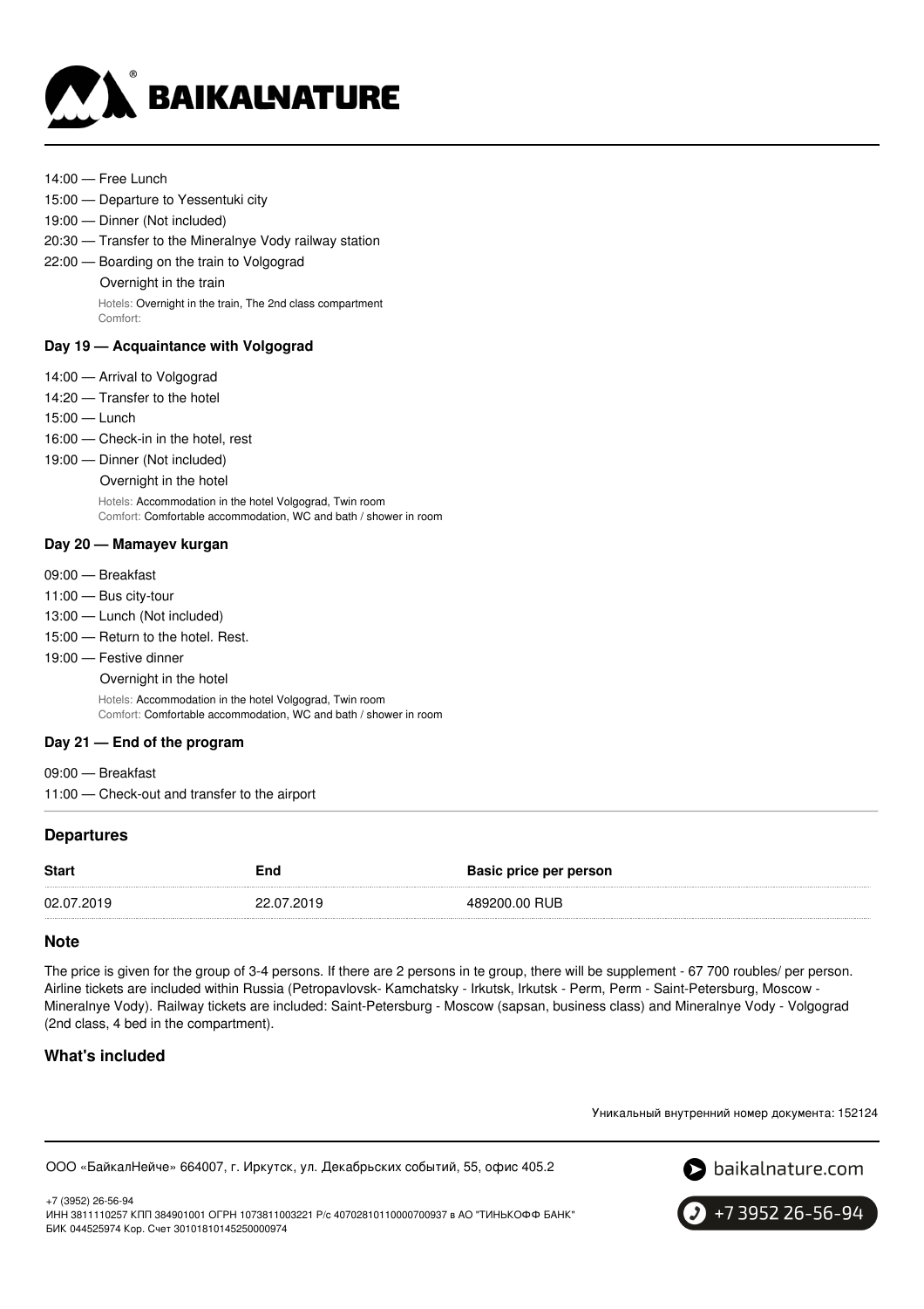14:00 — Free Lunch

15:00 — Departure to Yessentuki city

19:00 — Dinner (Not included)

20:30 — Transfer to the Mineralnye Vody railway station

22:00 — Boarding on the train to Volgograd

Overnight in the train

Hotels: Overnight in the train, The 2nd class compartment
Comfort:

### Day 19 — Acquaintance with Volgograd

14:00 — Arrival to Volgograd

14:20 — Transfer to the hotel

15:00 — Lunch

16:00 — Check-in in the hotel, rest

19:00 — Dinner (Not included)

Overnight in the hotel

Hotels: Accommodation in the hotel Volgograd, Twin room
Comfort: Comfortable accommodation, WC and bath / shower in room

### Day 20 — Mamayev kurgan

09:00 — Breakfast

11:00 — Bus city-tour

13:00 — Lunch (Not included)

15:00 — Return to the hotel. Rest.

19:00 — Festive dinner

Overnight in the hotel

Hotels: Accommodation in the hotel Volgograd, Twin room
Comfort: Comfortable accommodation, WC and bath / shower in room

### Day 21 — End of the program

09:00 — Breakfast

11:00 — Check-out and transfer to the airport

## Departures

| Start | End | Basic price per person |
|---|---|---|
| 02.07.2019 | 22.07.2019 | 489200.00 RUB |

## Note

The price is given for the group of 3-4 persons. If there are 2 persons in te group, there will be supplement - 67 700 roubles/ per person. Airline tickets are included within Russia (Petropavlovsk- Kamchatsky - Irkutsk, Irkutsk - Perm, Perm - Saint-Petersburg, Moscow - Mineralnye Vody). Railway tickets are included: Saint-Petersburg - Moscow (sapsan, business class) and Mineralnye Vody - Volgograd (2nd class, 4 bed in the compartment).

## What's included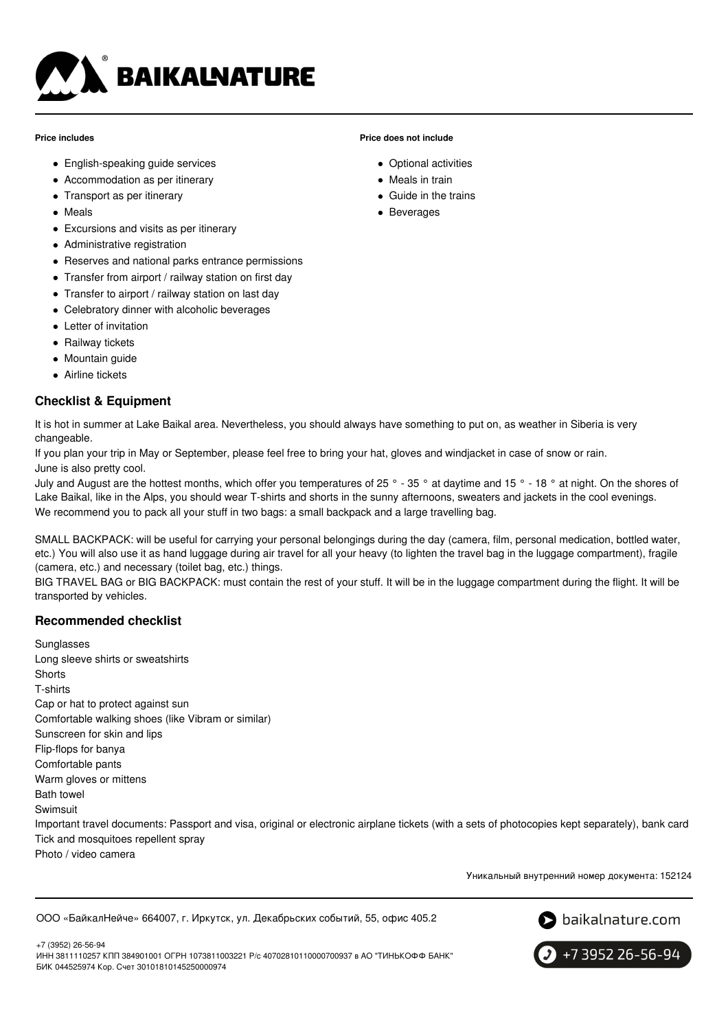**Price includes**

- English-speaking guide services
- Accommodation as per itinerary
- Transport as per itinerary
- Meals
- Excursions and visits as per itinerary
- Administrative registration
- Reserves and national parks entrance permissions
- Transfer from airport / railway station on first day
- Transfer to airport / railway station on last day
- Celebratory dinner with alcoholic beverages
- Letter of invitation
- Railway tickets
- Mountain guide
- Airline tickets

**Price does not include**

- Optional activities
- Meals in train
- Guide in the trains
- Beverages

## Checklist & Equipment

It is hot in summer at Lake Baikal area. Nevertheless, you should always have something to put on, as weather in Siberia is very changeable.

If you plan your trip in May or September, please feel free to bring your hat, gloves and windjacket in case of snow or rain.

June is also pretty cool.

July and August are the hottest months, which offer you temperatures of 25 ° - 35 ° at daytime and 15 ° - 18 ° at night. On the shores of Lake Baikal, like in the Alps, you should wear T-shirts and shorts in the sunny afternoons, sweaters and jackets in the cool evenings.

We recommend you to pack all your stuff in two bags: a small backpack and a large travelling bag.

SMALL BACKPACK: will be useful for carrying your personal belongings during the day (camera, film, personal medication, bottled water, etc.) You will also use it as hand luggage during air travel for all your heavy (to lighten the travel bag in the luggage compartment), fragile (camera, etc.) and necessary (toilet bag, etc.) things.

BIG TRAVEL BAG or BIG BACKPACK: must contain the rest of your stuff. It will be in the luggage compartment during the flight. It will be transported by vehicles.

## Recommended checklist

Sunglasses
Long sleeve shirts or sweatshirts
Shorts
T-shirts
Cap or hat to protect against sun
Comfortable walking shoes (like Vibram or similar)
Sunscreen for skin and lips
Flip-flops for banya
Comfortable pants
Warm gloves or mittens
Bath towel
Swimsuit
Important travel documents: Passport and visa, original or electronic airplane tickets (with a sets of photocopies kept separately), bank card
Tick and mosquitoes repellent spray
Photo / video camera

Уникальный внутренний номер документа: 152124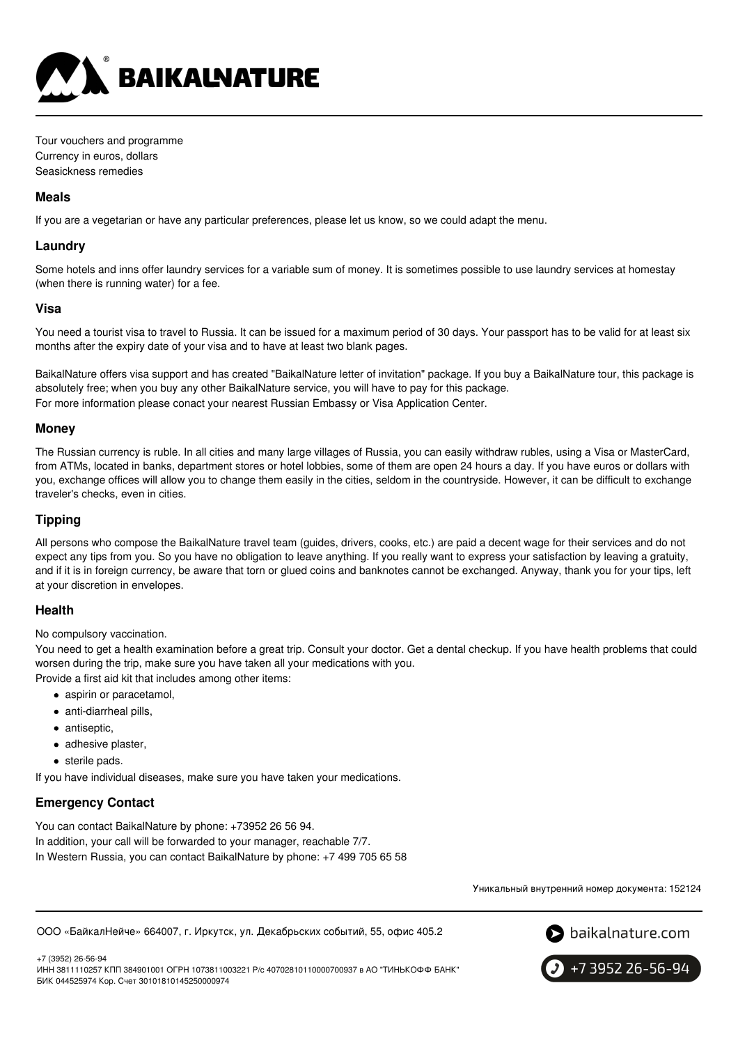Tour vouchers and programme
Currency in euros, dollars
Seasickness remedies

### Meals

If you are a vegetarian or have any particular preferences, please let us know, so we could adapt the menu.

### Laundry

Some hotels and inns offer laundry services for a variable sum of money. It is sometimes possible to use laundry services at homestay (when there is running water) for a fee.

### Visa

You need a tourist visa to travel to Russia. It can be issued for a maximum period of 30 days. Your passport has to be valid for at least six months after the expiry date of your visa and to have at least two blank pages.

BaikalNature offers visa support and has created "BaikalNature letter of invitation" package. If you buy a BaikalNature tour, this package is absolutely free; when you buy any other BaikalNature service, you will have to pay for this package.
For more information please conact your nearest Russian Embassy or Visa Application Center.

### Money

The Russian currency is ruble. In all cities and many large villages of Russia, you can easily withdraw rubles, using a Visa or MasterCard, from ATMs, located in banks, department stores or hotel lobbies, some of them are open 24 hours a day. If you have euros or dollars with you, exchange offices will allow you to change them easily in the cities, seldom in the countryside. However, it can be difficult to exchange traveler's checks, even in cities.

### Tipping

All persons who compose the BaikalNature travel team (guides, drivers, cooks, etc.) are paid a decent wage for their services and do not expect any tips from you. So you have no obligation to leave anything. If you really want to express your satisfaction by leaving a gratuity, and if it is in foreign currency, be aware that torn or glued coins and banknotes cannot be exchanged. Anyway, thank you for your tips, left at your discretion in envelopes.

### Health

No compulsory vaccination.
You need to get a health examination before a great trip. Consult your doctor. Get a dental checkup. If you have health problems that could worsen during the trip, make sure you have taken all your medications with you.
Provide a first aid kit that includes among other items:

- aspirin or paracetamol,
- anti-diarrheal pills,
- antiseptic,
- adhesive plaster,
- sterile pads.

If you have individual diseases, make sure you have taken your medications.

### Emergency Contact

You can contact BaikalNature by phone: +73952 26 56 94.
In addition, your call will be forwarded to your manager, reachable 7/7.
In Western Russia, you can contact BaikalNature by phone: +7 499 705 65 58

Уникальный внутренний номер документа: 152124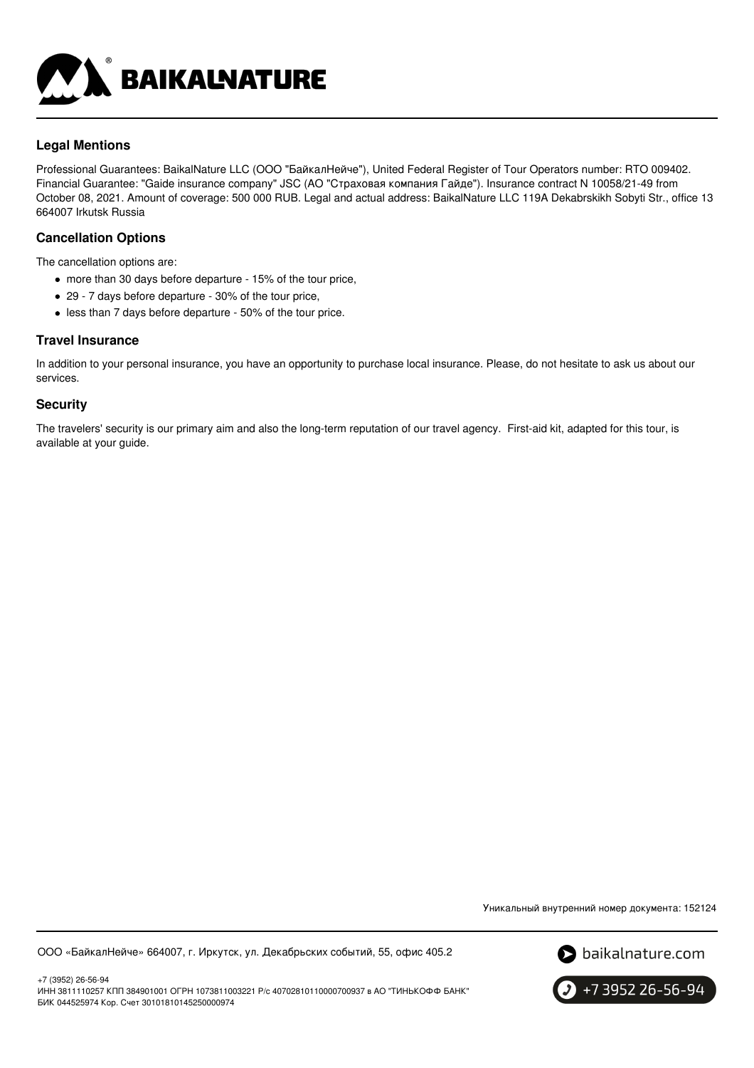## Legal Mentions

Professional Guarantees: BaikalNature LLC (ООО "БайкалНейче"), United Federal Register of Tour Operators number: RTO 009402. Financial Guarantee: "Gaide insurance company" JSC (АО "Страховая компания Гайде"). Insurance contract N 10058/21-49 from October 08, 2021. Amount of coverage: 500 000 RUB. Legal and actual address: BaikalNature LLC 119A Dekabrskikh Sobyti Str., office 13 664007 Irkutsk Russia

## Cancellation Options

The cancellation options are:

- more than 30 days before departure - 15% of the tour price,
- 29 - 7 days before departure - 30% of the tour price,
- less than 7 days before departure - 50% of the tour price.

## Travel Insurance

In addition to your personal insurance, you have an opportunity to purchase local insurance. Please, do not hesitate to ask us about our services.

## Security

The travelers' security is our primary aim and also the long-term reputation of our travel agency. First-aid kit, adapted for this tour, is available at your guide.

Уникальный внутренний номер документа: 152124